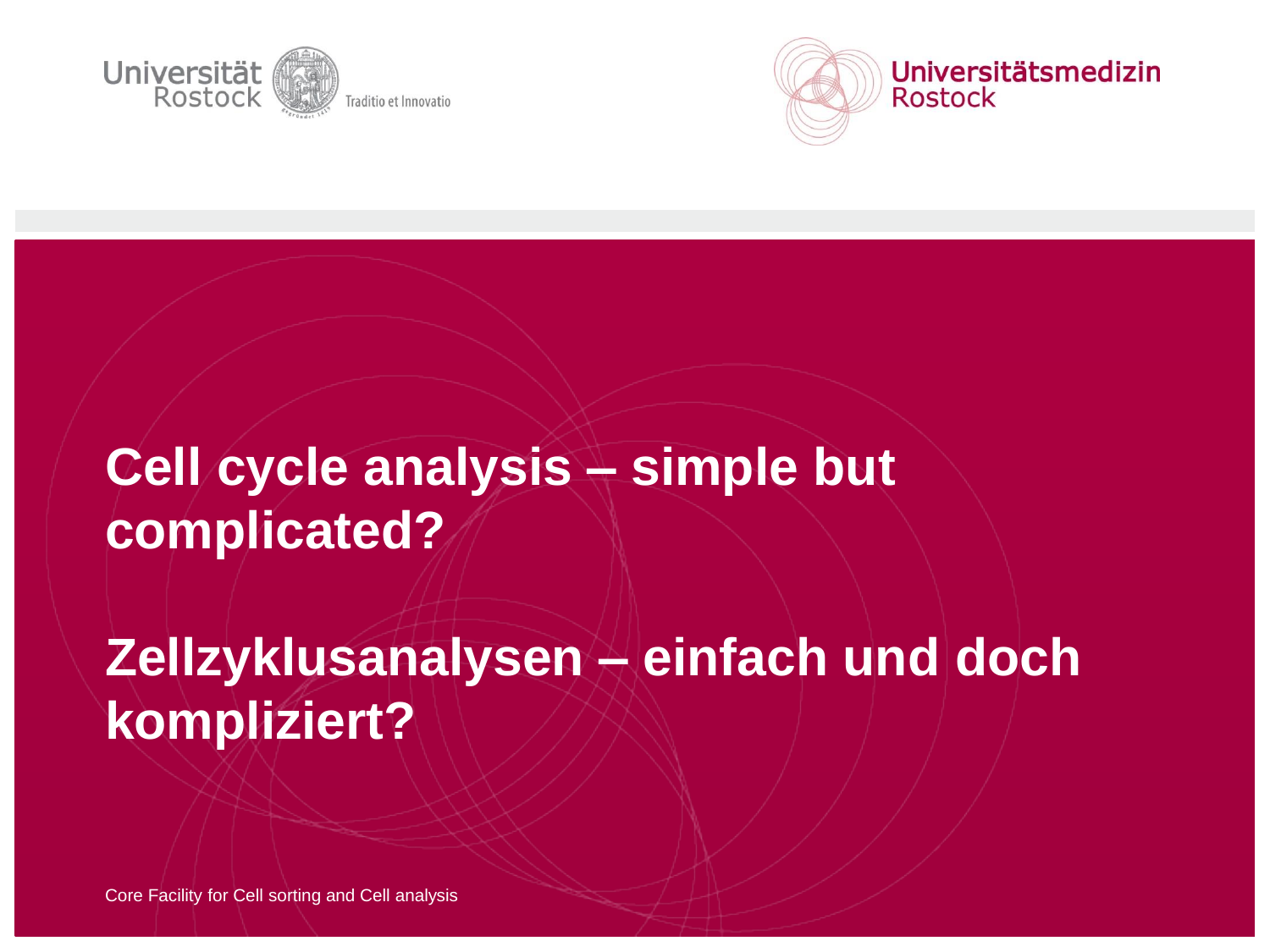Universität Rostock

Traditio et Innovatio

Universitätsmedizin Rostock

# Cell cycle analysis – simple but complicated?

# Zellzyklusanalysen – einfach und doch kompliziert?

Core Facility for Cell sorting and Cell analysis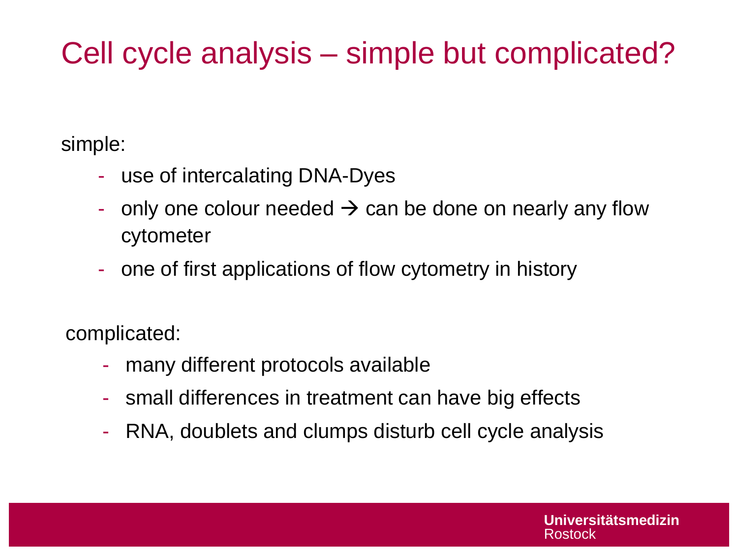# Cell cycle analysis – simple but complicated?

simple:

- use of intercalating DNA-Dyes
- only one colour needed → can be done on nearly any flow cytometer
- one of first applications of flow cytometry in history

complicated:

- many different protocols available
- small differences in treatment can have big effects
- RNA, doublets and clumps disturb cell cycle analysis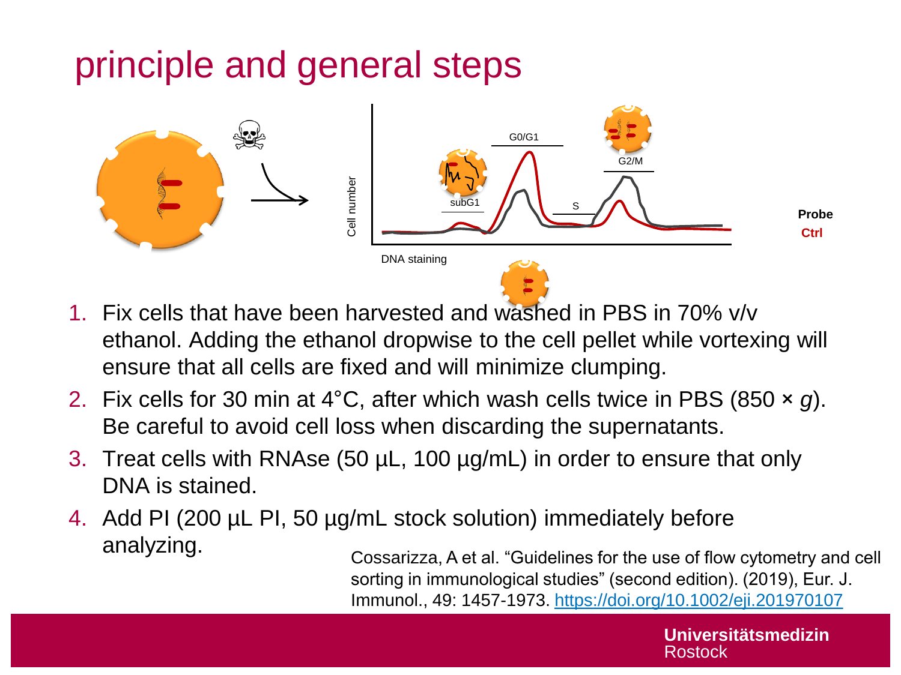# principle and general steps

Cell number

G0/G1

G2/M

subG1

S

DNA staining

**Probe**

**Ctrl**

1. Fix cells that have been harvested and washed in PBS in 70% v/v ethanol. Adding the ethanol dropwise to the cell pellet while vortexing will ensure that all cells are fixed and will minimize clumping.
2. Fix cells for 30 min at 4°C, after which wash cells twice in PBS (850 × *g*). Be careful to avoid cell loss when discarding the supernatants.
3. Treat cells with RNAse (50 µL, 100 µg/mL) in order to ensure that only DNA is stained.
4. Add PI (200 µL PI, 50 µg/mL stock solution) immediately before analyzing.

Cossarizza, A et al. "Guidelines for the use of flow cytometry and cell sorting in immunological studies" (second edition). (2019), Eur. J. Immunol., 49: 1457-1973. https://doi.org/10.1002/eji.201970107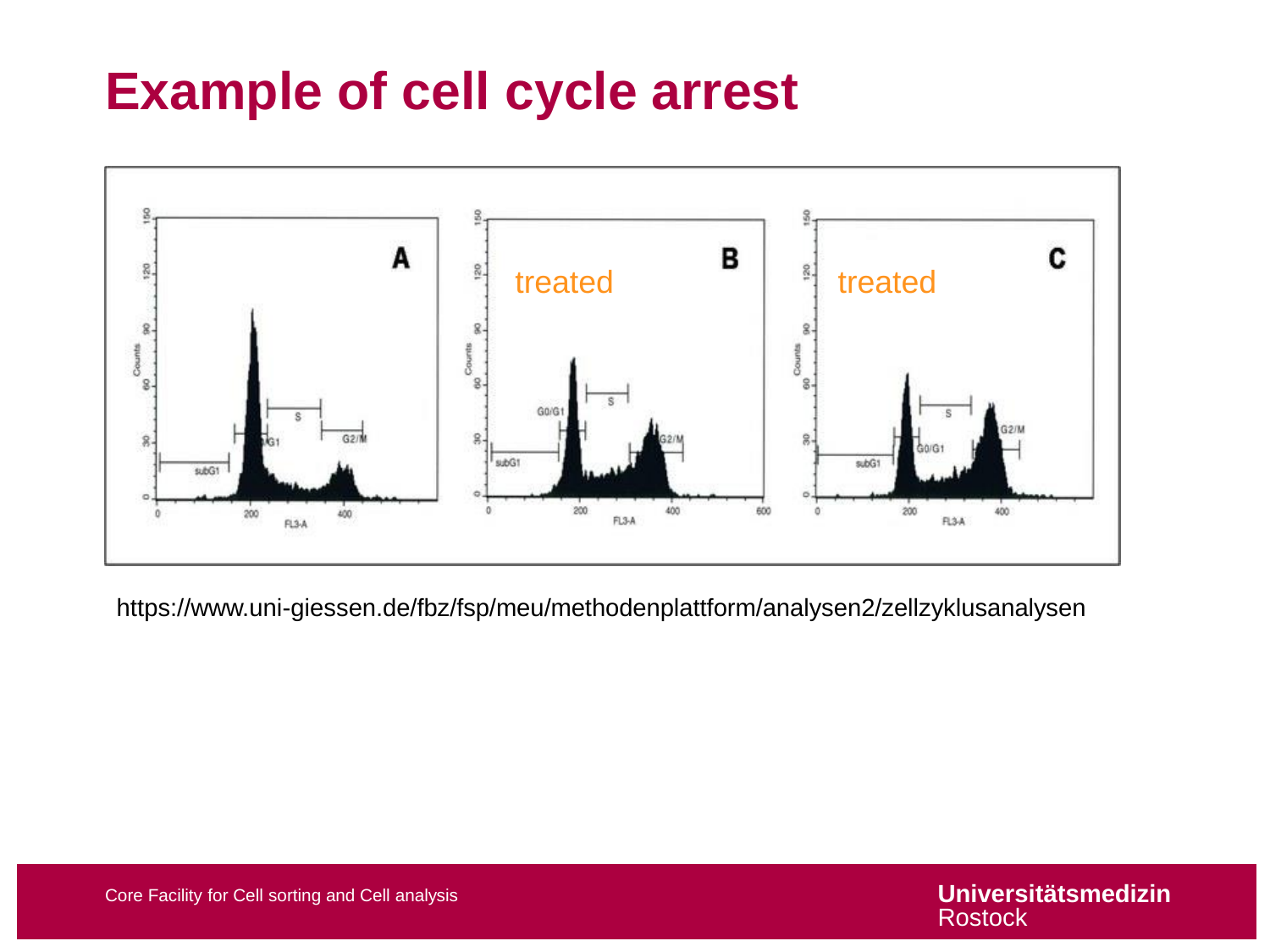# Example of cell cycle arrest

https://www.uni-giessen.de/fbz/fsp/meu/methodenplattform/analysen2/zellzyklusanalysen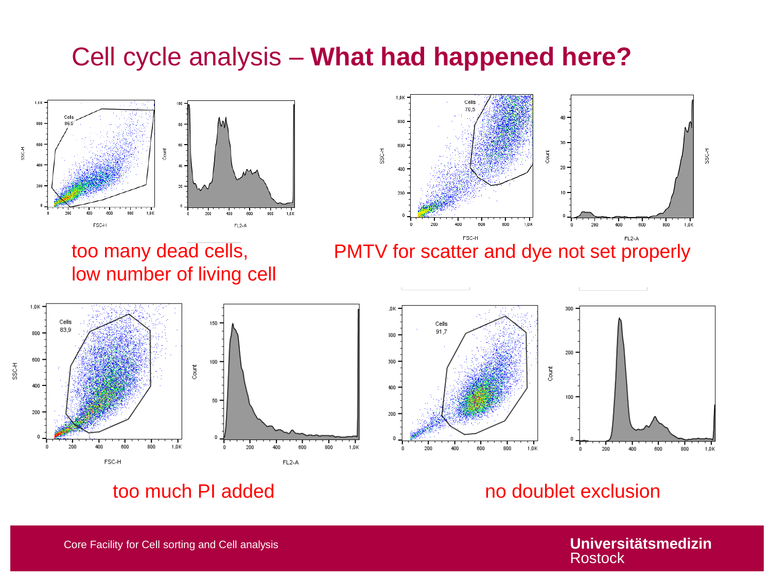# Cell cycle analysis – **What had happened here?**

too many dead cells,
low number of living cell

PMTV for scatter and dye not set properly

too much PI added

no doublet exclusion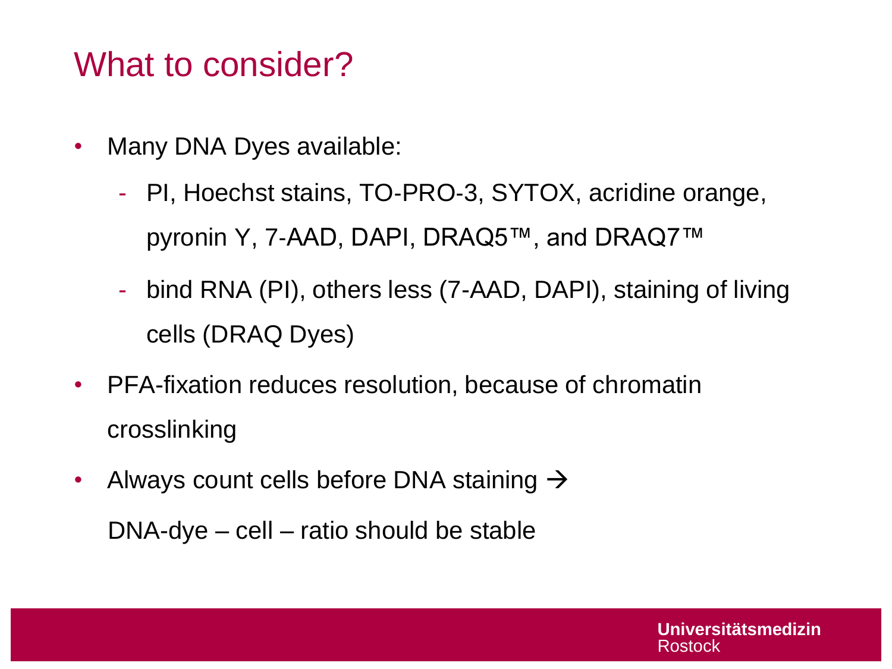# What to consider?

- Many DNA Dyes available:
  - PI, Hoechst stains, TO-PRO-3, SYTOX, acridine orange, pyronin Y, 7-AAD, DAPI, DRAQ5™, and DRAQ7™
  - bind RNA (PI), others less (7-AAD, DAPI), staining of living cells (DRAQ Dyes)
- PFA-fixation reduces resolution, because of chromatin crosslinking
- Always count cells before DNA staining →

  DNA-dye – cell – ratio should be stable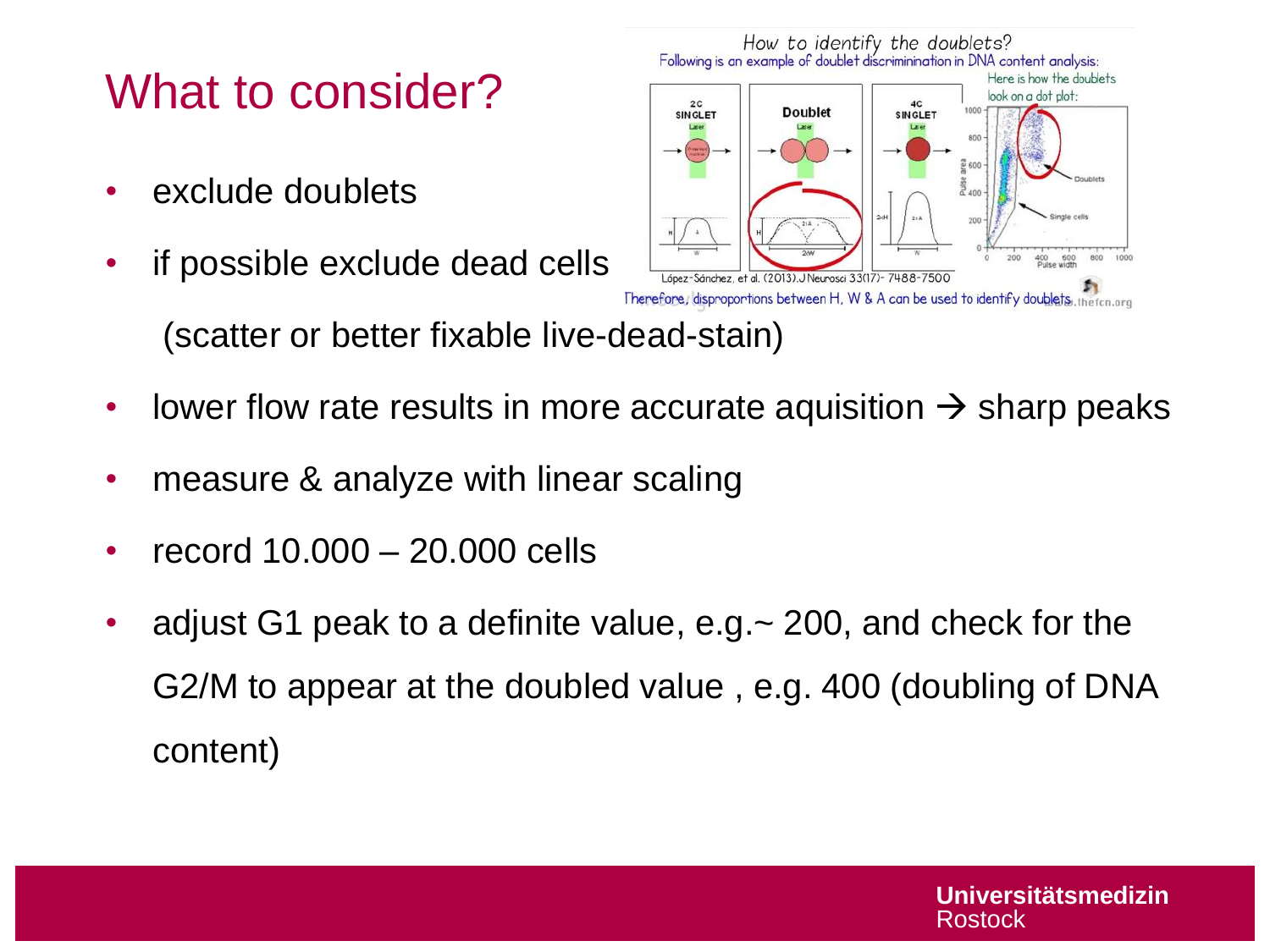# What to consider?

- exclude doublets
- if possible exclude dead cells

  (scatter or better fixable live-dead-stain)
- lower flow rate results in more accurate aquisition → sharp peaks
- measure & analyze with linear scaling
- record 10.000 – 20.000 cells
- adjust G1 peak to a definite value, e.g.~ 200, and check for the G2/M to appear at the doubled value , e.g. 400 (doubling of DNA content)

*How to identify the doublets?*

Following is an example of doublet discriminination in DNA content analysis:

Here is how the doublets look on a dot plot:

López-Sánchez, et al. (2013).J Neurosci 33(17)- 7488-7500

Therefore, disproportions between H, W & A can be used to identify doublets.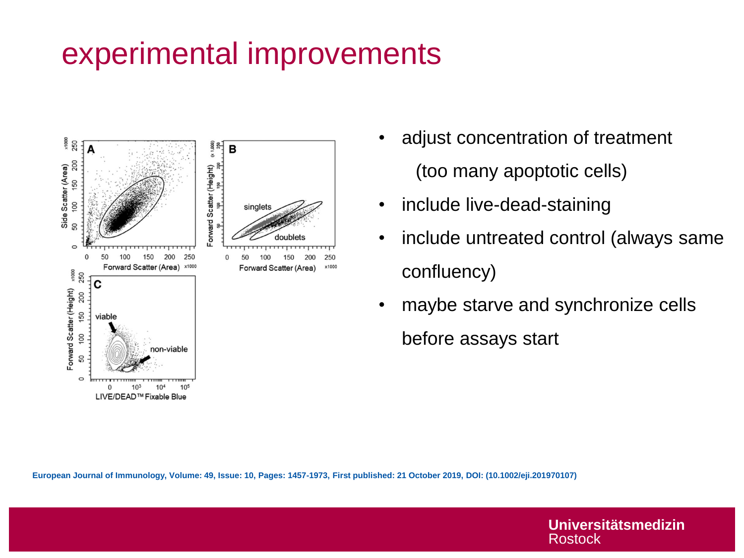# experimental improvements

- adjust concentration of treatment
  (too many apoptotic cells)
- include live-dead-staining
- include untreated control (always same confluency)
- maybe starve and synchronize cells before assays start

European Journal of Immunology, Volume: 49, Issue: 10, Pages: 1457-1973, First published: 21 October 2019, DOI: (10.1002/eji.201970107)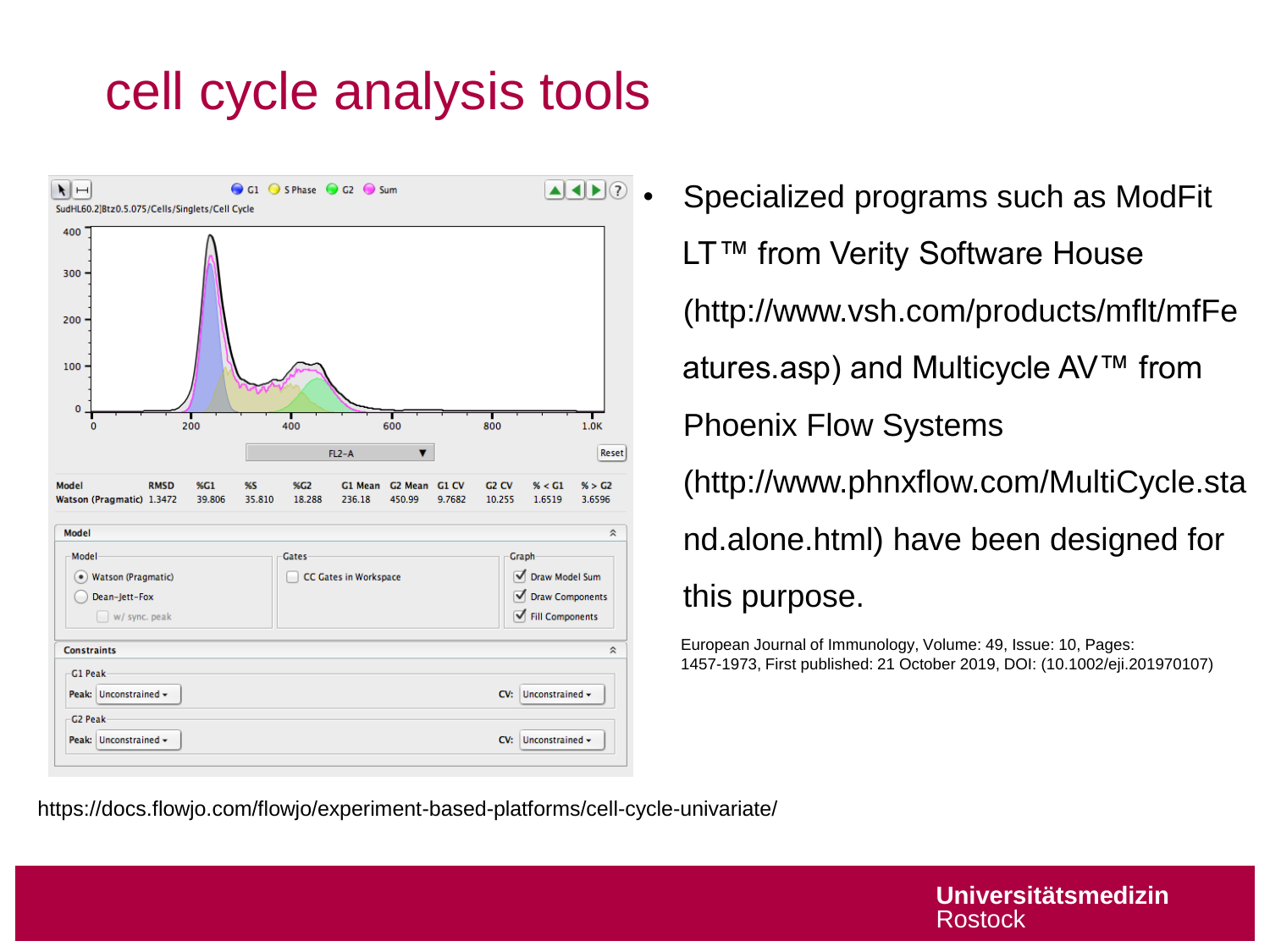# cell cycle analysis tools

- Specialized programs such as ModFit LT™ from Verity Software House (http://www.vsh.com/products/mflt/mfFeatures.asp) and Multicycle AV™ from Phoenix Flow Systems (http://www.phnxflow.com/MultiCycle.stand.alone.html) have been designed for this purpose.

European Journal of Immunology, Volume: 49, Issue: 10, Pages: 1457-1973, First published: 21 October 2019, DOI: (10.1002/eji.201970107)

https://docs.flowjo.com/flowjo/experiment-based-platforms/cell-cycle-univariate/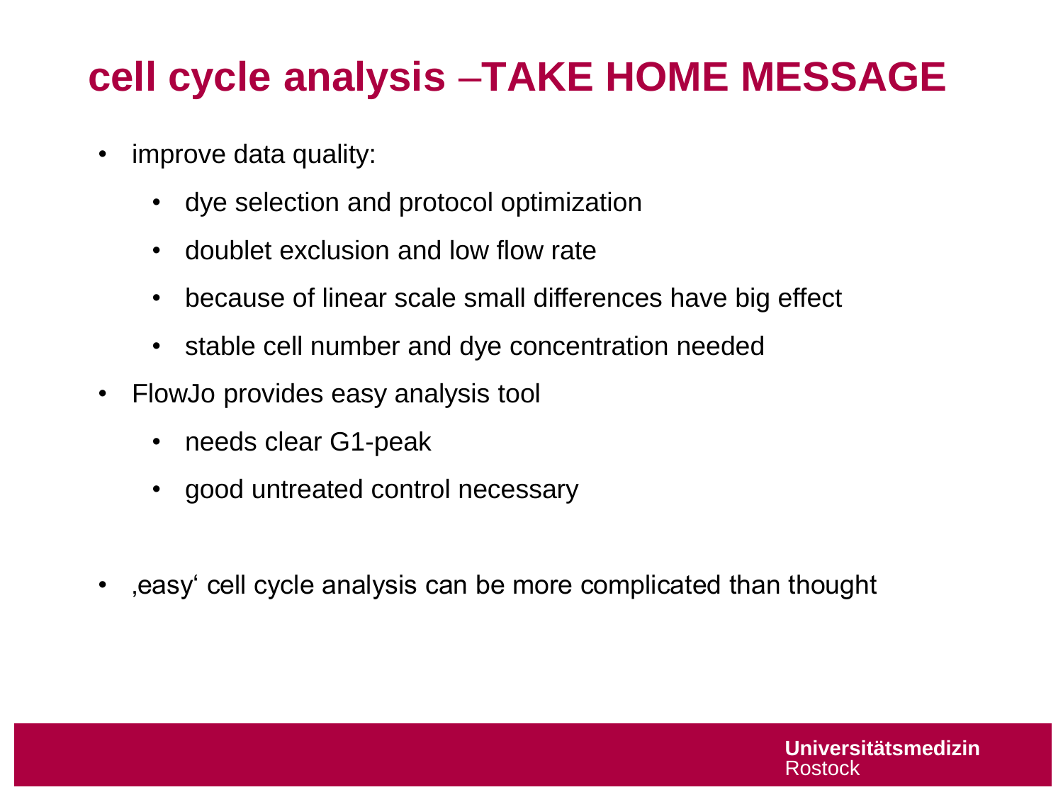# cell cycle analysis –TAKE HOME MESSAGE

- improve data quality:
  - dye selection and protocol optimization
  - doublet exclusion and low flow rate
  - because of linear scale small differences have big effect
  - stable cell number and dye concentration needed
- FlowJo provides easy analysis tool
  - needs clear G1-peak
  - good untreated control necessary

- ‚easy‘ cell cycle analysis can be more complicated than thought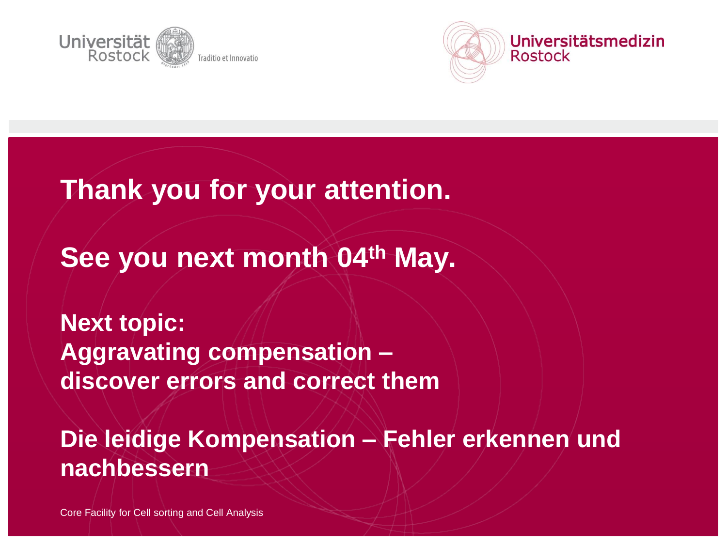Universität Rostock – Traditio et Innovatio

Universitätsmedizin Rostock

# Thank you for your attention.

## See you next month 04th May.

**Next topic:**
**Aggravating compensation –**
**discover errors and correct them**

**Die leidige Kompensation – Fehler erkennen und nachbessern**

Core Facility for Cell sorting and Cell Analysis